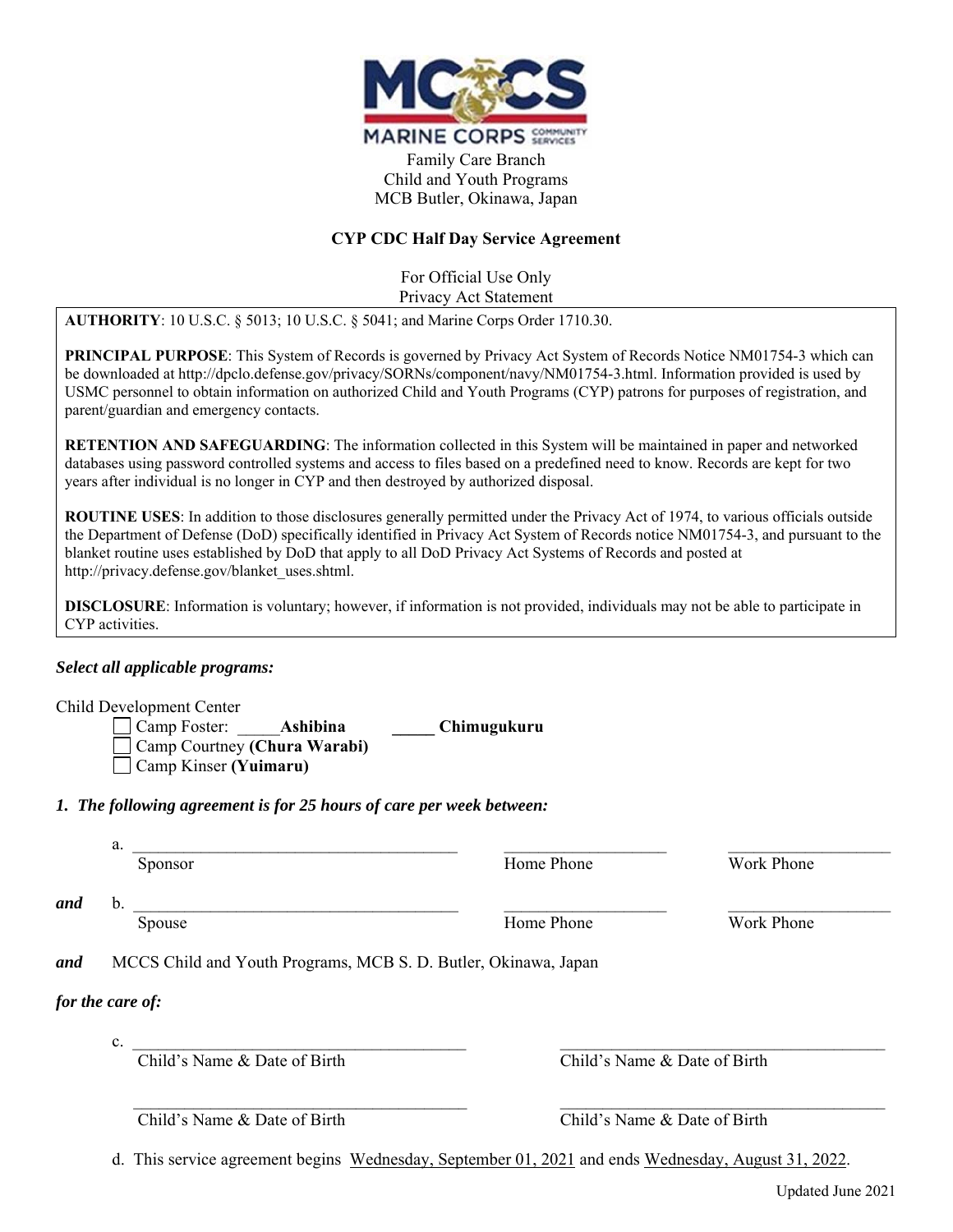Family Care Branch
Child and Youth Programs
MCB Butler, Okinawa, Japan

## CYP CDC Half Day Service Agreement

For Official Use Only
Privacy Act Statement

**AUTHORITY**: 10 U.S.C. § 5013; 10 U.S.C. § 5041; and Marine Corps Order 1710.30.

**PRINCIPAL PURPOSE**: This System of Records is governed by Privacy Act System of Records Notice NM01754-3 which can be downloaded at http://dpclo.defense.gov/privacy/SORNs/component/navy/NM01754-3.html. Information provided is used by USMC personnel to obtain information on authorized Child and Youth Programs (CYP) patrons for purposes of registration, and parent/guardian and emergency contacts.

**RETENTION AND SAFEGUARDING**: The information collected in this System will be maintained in paper and networked databases using password controlled systems and access to files based on a predefined need to know. Records are kept for two years after individual is no longer in CYP and then destroyed by authorized disposal.

**ROUTINE USES**: In addition to those disclosures generally permitted under the Privacy Act of 1974, to various officials outside the Department of Defense (DoD) specifically identified in Privacy Act System of Records notice NM01754-3, and pursuant to the blanket routine uses established by DoD that apply to all DoD Privacy Act Systems of Records and posted at http://privacy.defense.gov/blanket_uses.shtml.

**DISCLOSURE**: Information is voluntary; however, if information is not provided, individuals may not be able to participate in CYP activities.

***Select all applicable programs:***

Child Development Center

- ☐ Camp Foster: _____**Ashibina** _____ **Chimugukuru**
- ☐ Camp Courtney **(Chura Warabi)**
- ☐ Camp Kinser **(Yuimaru)**

***1. The following agreement is for 25 hours of care per week between:***

a. ________________________________________ ____________________ ____________________
Sponsor Home Phone Work Phone

***and*** b. ________________________________________ ____________________ ____________________
Spouse Home Phone Work Phone

***and*** MCCS Child and Youth Programs, MCB S. D. Butler, Okinawa, Japan

***for the care of:***

c. ________________________________________ ________________________________________
Child's Name & Date of Birth Child's Name & Date of Birth

________________________________________ ________________________________________
Child's Name & Date of Birth Child's Name & Date of Birth

d. This service agreement begins Wednesday, September 01, 2021 and ends Wednesday, August 31, 2022.

Updated June 2021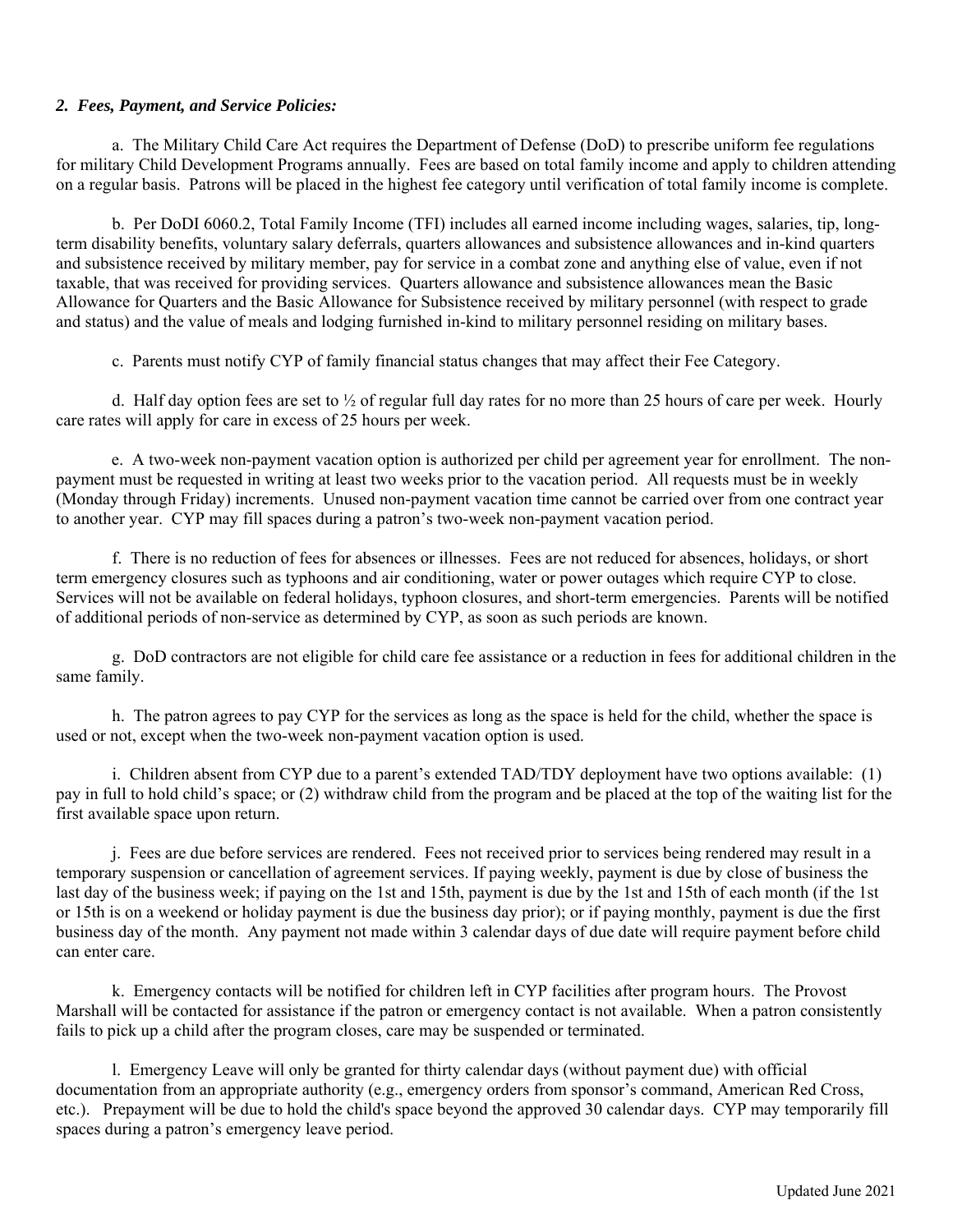### *2. Fees, Payment, and Service Policies:*

a. The Military Child Care Act requires the Department of Defense (DoD) to prescribe uniform fee regulations for military Child Development Programs annually. Fees are based on total family income and apply to children attending on a regular basis. Patrons will be placed in the highest fee category until verification of total family income is complete.

b. Per DoDI 6060.2, Total Family Income (TFI) includes all earned income including wages, salaries, tip, long-term disability benefits, voluntary salary deferrals, quarters allowances and subsistence allowances and in-kind quarters and subsistence received by military member, pay for service in a combat zone and anything else of value, even if not taxable, that was received for providing services. Quarters allowance and subsistence allowances mean the Basic Allowance for Quarters and the Basic Allowance for Subsistence received by military personnel (with respect to grade and status) and the value of meals and lodging furnished in-kind to military personnel residing on military bases.

c. Parents must notify CYP of family financial status changes that may affect their Fee Category.

d. Half day option fees are set to ½ of regular full day rates for no more than 25 hours of care per week. Hourly care rates will apply for care in excess of 25 hours per week.

e. A two-week non-payment vacation option is authorized per child per agreement year for enrollment. The non-payment must be requested in writing at least two weeks prior to the vacation period. All requests must be in weekly (Monday through Friday) increments. Unused non-payment vacation time cannot be carried over from one contract year to another year. CYP may fill spaces during a patron's two-week non-payment vacation period.

f. There is no reduction of fees for absences or illnesses. Fees are not reduced for absences, holidays, or short term emergency closures such as typhoons and air conditioning, water or power outages which require CYP to close. Services will not be available on federal holidays, typhoon closures, and short-term emergencies. Parents will be notified of additional periods of non-service as determined by CYP, as soon as such periods are known.

g. DoD contractors are not eligible for child care fee assistance or a reduction in fees for additional children in the same family.

h. The patron agrees to pay CYP for the services as long as the space is held for the child, whether the space is used or not, except when the two-week non-payment vacation option is used.

i. Children absent from CYP due to a parent's extended TAD/TDY deployment have two options available: (1) pay in full to hold child's space; or (2) withdraw child from the program and be placed at the top of the waiting list for the first available space upon return.

j. Fees are due before services are rendered. Fees not received prior to services being rendered may result in a temporary suspension or cancellation of agreement services. If paying weekly, payment is due by close of business the last day of the business week; if paying on the 1st and 15th, payment is due by the 1st and 15th of each month (if the 1st or 15th is on a weekend or holiday payment is due the business day prior); or if paying monthly, payment is due the first business day of the month. Any payment not made within 3 calendar days of due date will require payment before child can enter care.

k. Emergency contacts will be notified for children left in CYP facilities after program hours. The Provost Marshall will be contacted for assistance if the patron or emergency contact is not available. When a patron consistently fails to pick up a child after the program closes, care may be suspended or terminated.

l. Emergency Leave will only be granted for thirty calendar days (without payment due) with official documentation from an appropriate authority (e.g., emergency orders from sponsor's command, American Red Cross, etc.). Prepayment will be due to hold the child's space beyond the approved 30 calendar days. CYP may temporarily fill spaces during a patron's emergency leave period.

Updated June 2021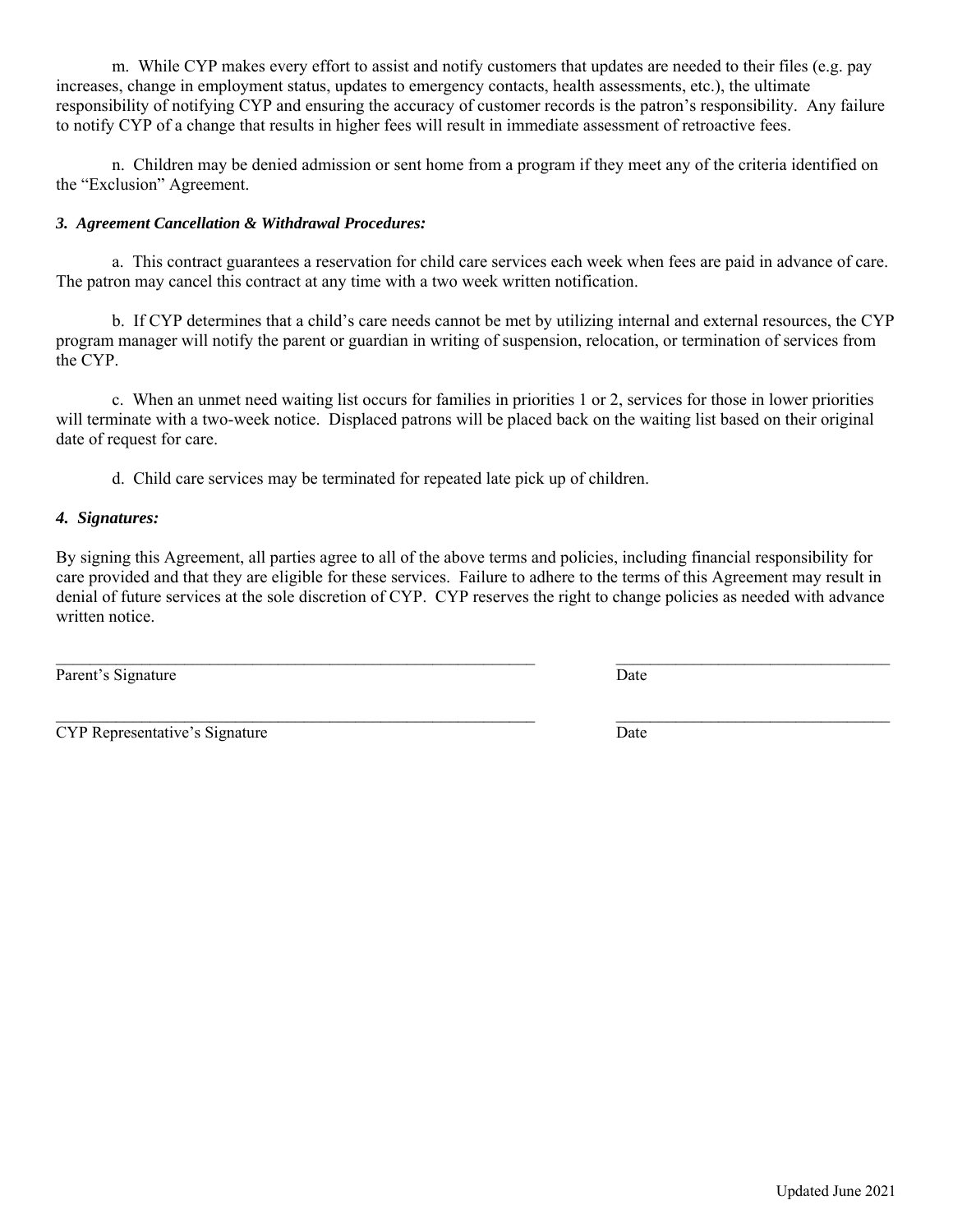m. While CYP makes every effort to assist and notify customers that updates are needed to their files (e.g. pay increases, change in employment status, updates to emergency contacts, health assessments, etc.), the ultimate responsibility of notifying CYP and ensuring the accuracy of customer records is the patron's responsibility. Any failure to notify CYP of a change that results in higher fees will result in immediate assessment of retroactive fees.

n. Children may be denied admission or sent home from a program if they meet any of the criteria identified on the "Exclusion" Agreement.

***3. Agreement Cancellation & Withdrawal Procedures:***

a. This contract guarantees a reservation for child care services each week when fees are paid in advance of care. The patron may cancel this contract at any time with a two week written notification.

b. If CYP determines that a child's care needs cannot be met by utilizing internal and external resources, the CYP program manager will notify the parent or guardian in writing of suspension, relocation, or termination of services from the CYP.

c. When an unmet need waiting list occurs for families in priorities 1 or 2, services for those in lower priorities will terminate with a two-week notice. Displaced patrons will be placed back on the waiting list based on their original date of request for care.

d. Child care services may be terminated for repeated late pick up of children.

***4. Signatures:***

By signing this Agreement, all parties agree to all of the above terms and policies, including financial responsibility for care provided and that they are eligible for these services. Failure to adhere to the terms of this Agreement may result in denial of future services at the sole discretion of CYP. CYP reserves the right to change policies as needed with advance written notice.

\_\_\_\_\_\_\_\_\_\_\_\_\_\_\_\_\_\_\_\_\_\_\_\_\_\_\_\_\_\_\_\_\_\_\_\_\_\_\_\_ \_\_\_\_\_\_\_\_\_\_\_\_\_\_\_\_\_\_\_\_\_\_\_\_

Parent's Signature Date

\_\_\_\_\_\_\_\_\_\_\_\_\_\_\_\_\_\_\_\_\_\_\_\_\_\_\_\_\_\_\_\_\_\_\_\_\_\_\_\_ \_\_\_\_\_\_\_\_\_\_\_\_\_\_\_\_\_\_\_\_\_\_\_\_

CYP Representative's Signature Date

Updated June 2021